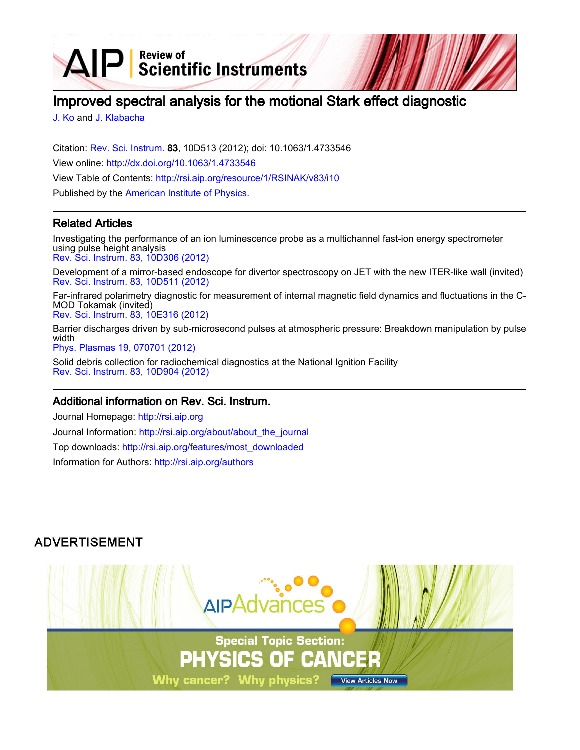# Improved spectral analysis for the motional Stark effect diagnostic

J. Ko and J. Klabacha

Citation: Rev. Sci. Instrum. **83**, 10D513 (2012); doi: 10.1063/1.4733546

View online: http://dx.doi.org/10.1063/1.4733546

View Table of Contents: http://rsi.aip.org/resource/1/RSINAK/v83/i10

Published by the American Institute of Physics.

## Related Articles

Investigating the performance of an ion luminescence probe as a multichannel fast-ion energy spectrometer using pulse height analysis
Rev. Sci. Instrum. 83, 10D306 (2012)

Development of a mirror-based endoscope for divertor spectroscopy on JET with the new ITER-like wall (invited)
Rev. Sci. Instrum. 83, 10D511 (2012)

Far-infrared polarimetry diagnostic for measurement of internal magnetic field dynamics and fluctuations in the C-MOD Tokamak (invited)
Rev. Sci. Instrum. 83, 10E316 (2012)

Barrier discharges driven by sub-microsecond pulses at atmospheric pressure: Breakdown manipulation by pulse width
Phys. Plasmas 19, 070701 (2012)

Solid debris collection for radiochemical diagnostics at the National Ignition Facility
Rev. Sci. Instrum. 83, 10D904 (2012)

## Additional information on Rev. Sci. Instrum.

Journal Homepage: http://rsi.aip.org

Journal Information: http://rsi.aip.org/about/about_the_journal

Top downloads: http://rsi.aip.org/features/most_downloaded

Information for Authors: http://rsi.aip.org/authors

ADVERTISEMENT

AIP Advances

Special Topic Section: PHYSICS OF CANCER

Why cancer? Why physics? View Articles Now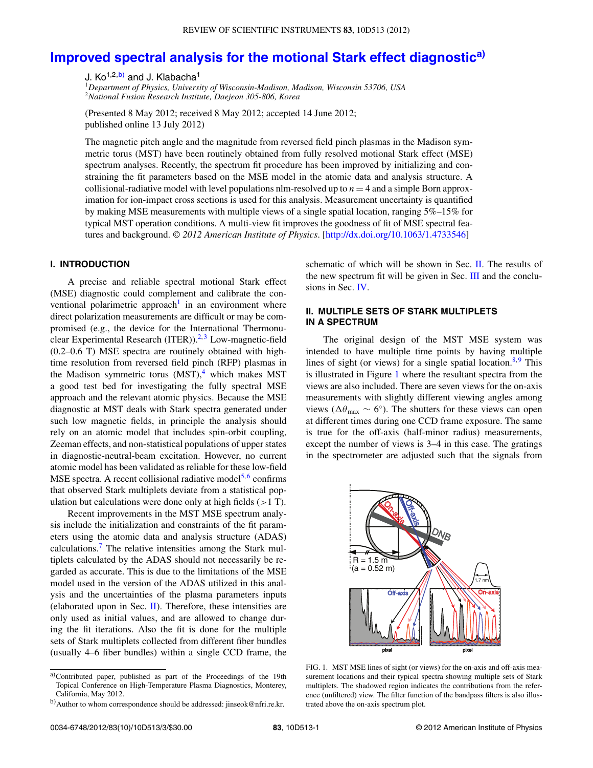# Improved spectral analysis for the motional Stark effect diagnostic[a)]

J. Ko[1,2,b)] and J. Klabacha[1]

[1]*Department of Physics, University of Wisconsin-Madison, Madison, Wisconsin 53706, USA*
[2]*National Fusion Research Institute, Daejeon 305-806, Korea*

(Presented 8 May 2012; received 8 May 2012; accepted 14 June 2012; published online 13 July 2012)

The magnetic pitch angle and the magnitude from reversed field pinch plasmas in the Madison symmetric torus (MST) have been routinely obtained from fully resolved motional Stark effect (MSE) spectrum analyses. Recently, the spectrum fit procedure has been improved by initializing and constraining the fit parameters based on the MSE model in the atomic data and analysis structure. A collisional-radiative model with level populations nlm-resolved up to $n = 4$ and a simple Born approximation for ion-impact cross sections is used for this analysis. Measurement uncertainty is quantified by making MSE measurements with multiple views of a single spatial location, ranging 5%–15% for typical MST operation conditions. A multi-view fit improves the goodness of fit of MSE spectral features and background. *© 2012 American Institute of Physics*. [http://dx.doi.org/10.1063/1.4733546]

## I. INTRODUCTION

A precise and reliable spectral motional Stark effect (MSE) diagnostic could complement and calibrate the conventional polarimetric approach[1] in an environment where direct polarization measurements are difficult or may be compromised (e.g., the device for the International Thermonuclear Experimental Research (ITER)).[2,3] Low-magnetic-field (0.2–0.6 T) MSE spectra are routinely obtained with high-time resolution from reversed field pinch (RFP) plasmas in the Madison symmetric torus (MST),[4] which makes MST a good test bed for investigating the fully spectral MSE approach and the relevant atomic physics. Because the MSE diagnostic at MST deals with Stark spectra generated under such low magnetic fields, in principle the analysis should rely on an atomic model that includes spin-orbit coupling, Zeeman effects, and non-statistical populations of upper states in diagnostic-neutral-beam excitation. However, no current atomic model has been validated as reliable for these low-field MSE spectra. A recent collisional radiative model[5,6] confirms that observed Stark multiplets deviate from a statistical population but calculations were done only at high fields (>1 T).

Recent improvements in the MST MSE spectrum analysis include the initialization and constraints of the fit parameters using the atomic data and analysis structure (ADAS) calculations.[7] The relative intensities among the Stark multiplets calculated by the ADAS should not necessarily be regarded as accurate. This is due to the limitations of the MSE model used in the version of the ADAS utilized in this analysis and the uncertainties of the plasma parameters inputs (elaborated upon in Sec. II). Therefore, these intensities are only used as initial values, and are allowed to change during the fit iterations. Also the fit is done for the multiple sets of Stark multiplets collected from different fiber bundles (usually 4–6 fiber bundles) within a single CCD frame, the schematic of which will be shown in Sec. II. The results of the new spectrum fit will be given in Sec. III and the conclusions in Sec. IV.

## II. MULTIPLE SETS OF STARK MULTIPLETS IN A SPECTRUM

The original design of the MST MSE system was intended to have multiple time points by having multiple lines of sight (or views) for a single spatial location.[8,9] This is illustrated in Figure 1 where the resultant spectra from the views are also included. There are seven views for the on-axis measurements with slightly different viewing angles among views ($\Delta\theta_{max} \sim 6^{\circ}$). The shutters for these views can open at different times during one CCD frame exposure. The same is true for the off-axis (half-minor radius) measurements, except the number of views is 3–4 in this case. The gratings in the spectrometer are adjusted such that the signals from

FIG. 1. MST MSE lines of sight (or views) for the on-axis and off-axis measurement locations and their typical spectra showing multiple sets of Stark multiplets. The shadowed region indicates the contributions from the reference (unfiltered) view. The filter function of the bandpass filters is also illustrated above the on-axis spectrum plot.

a)Contributed paper, published as part of the Proceedings of the 19th Topical Conference on High-Temperature Plasma Diagnostics, Monterey, California, May 2012.

b)Author to whom correspondence should be addressed: jinseok@nfri.re.kr.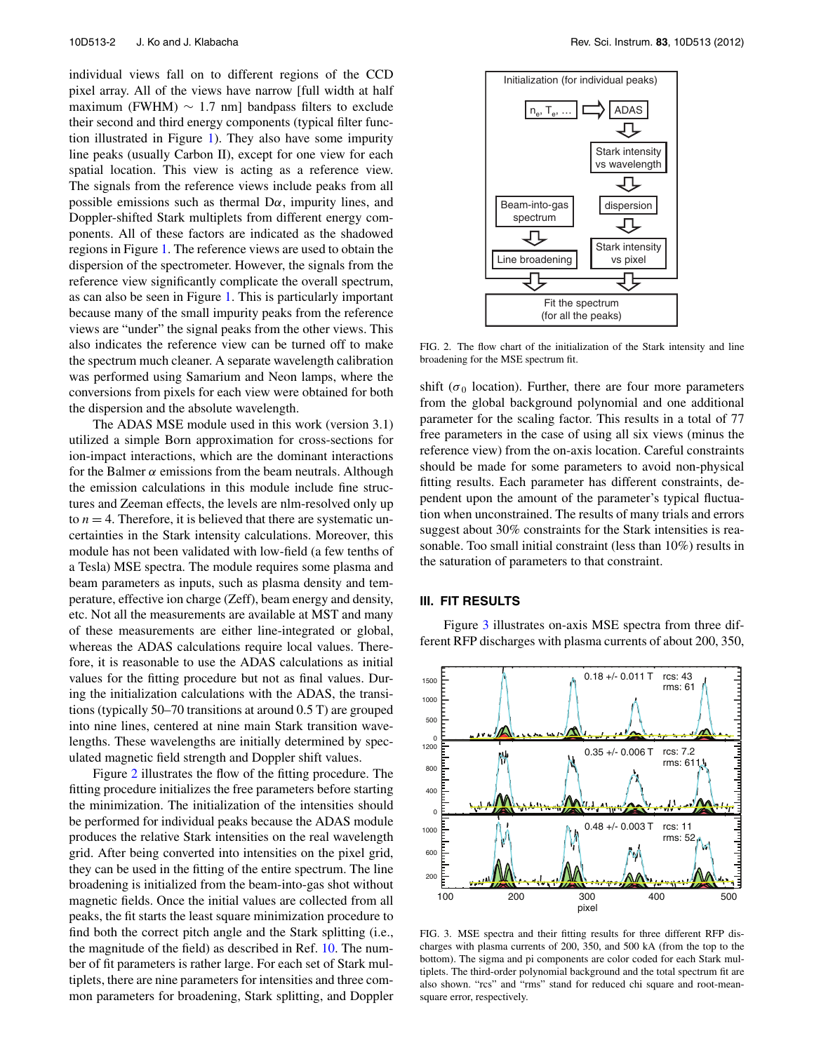individual views fall on to different regions of the CCD pixel array. All of the views have narrow [full width at half maximum (FWHM) ~ 1.7 nm] bandpass filters to exclude their second and third energy components (typical filter function illustrated in Figure 1). They also have some impurity line peaks (usually Carbon II), except for one view for each spatial location. This view is acting as a reference view. The signals from the reference views include peaks from all possible emissions such as thermal D$\alpha$, impurity lines, and Doppler-shifted Stark multiplets from different energy components. All of these factors are indicated as the shadowed regions in Figure 1. The reference views are used to obtain the dispersion of the spectrometer. However, the signals from the reference view significantly complicate the overall spectrum, as can also be seen in Figure 1. This is particularly important because many of the small impurity peaks from the reference views are "under" the signal peaks from the other views. This also indicates the reference view can be turned off to make the spectrum much cleaner. A separate wavelength calibration was performed using Samarium and Neon lamps, where the conversions from pixels for each view were obtained for both the dispersion and the absolute wavelength.

The ADAS MSE module used in this work (version 3.1) utilized a simple Born approximation for cross-sections for ion-impact interactions, which are the dominant interactions for the Balmer $\alpha$ emissions from the beam neutrals. Although the emission calculations in this module include fine structures and Zeeman effects, the levels are nlm-resolved only up to $n = 4$. Therefore, it is believed that there are systematic uncertainties in the Stark intensity calculations. Moreover, this module has not been validated with low-field (a few tenths of a Tesla) MSE spectra. The module requires some plasma and beam parameters as inputs, such as plasma density and temperature, effective ion charge (Zeff), beam energy and density, etc. Not all the measurements are available at MST and many of these measurements are either line-integrated or global, whereas the ADAS calculations require local values. Therefore, it is reasonable to use the ADAS calculations as initial values for the fitting procedure but not as final values. During the initialization calculations with the ADAS, the transitions (typically 50–70 transitions at around 0.5 T) are grouped into nine lines, centered at nine main Stark transition wavelengths. These wavelengths are initially determined by speculated magnetic field strength and Doppler shift values.

Figure 2 illustrates the flow of the fitting procedure. The fitting procedure initializes the free parameters before starting the minimization. The initialization of the intensities should be performed for individual peaks because the ADAS module produces the relative Stark intensities on the real wavelength grid. After being converted into intensities on the pixel grid, they can be used in the fitting of the entire spectrum. The line broadening is initialized from the beam-into-gas shot without magnetic fields. Once the initial values are collected from all peaks, the fit starts the least square minimization procedure to find both the correct pitch angle and the Stark splitting (i.e., the magnitude of the field) as described in Ref. 10. The number of fit parameters is rather large. For each set of Stark multiplets, there are nine parameters for intensities and three common parameters for broadening, Stark splitting, and Doppler shift ($\sigma_0$ location). Further, there are four more parameters from the global background polynomial and one additional parameter for the scaling factor. This results in a total of 77 free parameters in the case of using all six views (minus the reference view) from the on-axis location. Careful constraints should be made for some parameters to avoid non-physical fitting results. Each parameter has different constraints, dependent upon the amount of the parameter's typical fluctuation when unconstrained. The results of many trials and errors suggest about 30% constraints for the Stark intensities is reasonable. Too small initial constraint (less than 10%) results in the saturation of parameters to that constraint.

FIG. 2. The flow chart of the initialization of the Stark intensity and line broadening for the MSE spectrum fit.

## III. FIT RESULTS

Figure 3 illustrates on-axis MSE spectra from three different RFP discharges with plasma currents of about 200, 350,

FIG. 3. MSE spectra and their fitting results for three different RFP discharges with plasma currents of 200, 350, and 500 kA (from the top to the bottom). The sigma and pi components are color coded for each Stark multiplets. The third-order polynomial background and the total spectrum fit are also shown. "rcs" and "rms" stand for reduced chi square and root-mean-square error, respectively.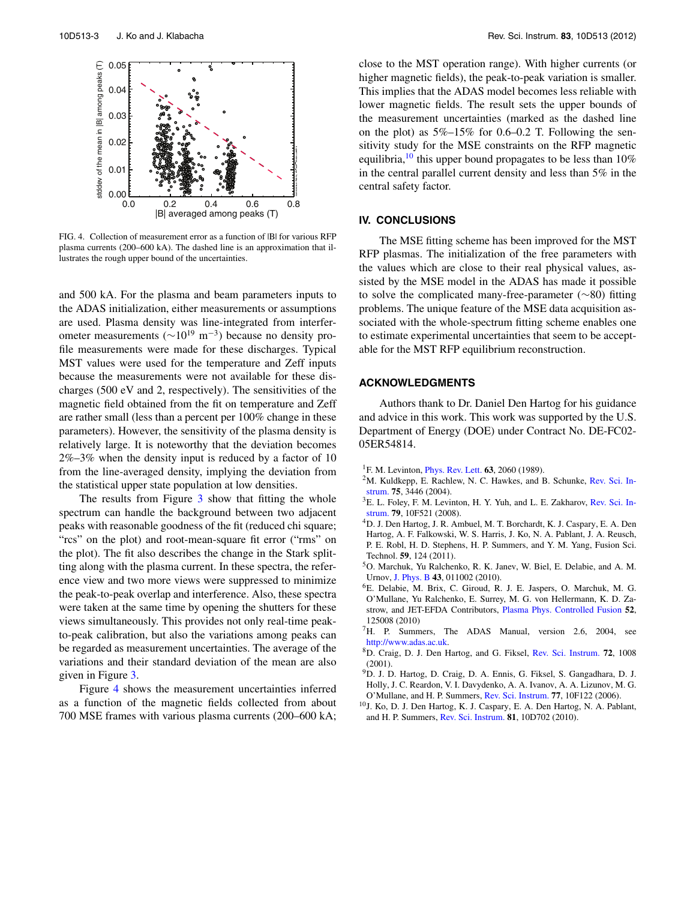stddev of the mean in |B| among peaks (T)

0.05
0.04
0.03
0.02
0.01
0.00

0.0 0.2 0.4 0.6 0.8

|B| averaged among peaks (T)

FIG. 4. Collection of measurement error as a function of |B| for various RFP plasma currents (200–600 kA). The dashed line is an approximation that illustrates the rough upper bound of the uncertainties.

and 500 kA. For the plasma and beam parameters inputs to the ADAS initialization, either measurements or assumptions are used. Plasma density was line-integrated from interferometer measurements ($\sim 10^{19}$ m$^{-3}$) because no density profile measurements were made for these discharges. Typical MST values were used for the temperature and Zeff inputs because the measurements were not available for these discharges (500 eV and 2, respectively). The sensitivities of the magnetic field obtained from the fit on temperature and Zeff are rather small (less than a percent per 100% change in these parameters). However, the sensitivity of the plasma density is relatively large. It is noteworthy that the deviation becomes 2%–3% when the density input is reduced by a factor of 10 from the line-averaged density, implying the deviation from the statistical upper state population at low densities.

The results from Figure 3 show that fitting the whole spectrum can handle the background between two adjacent peaks with reasonable goodness of the fit (reduced chi square; "rcs" on the plot) and root-mean-square fit error ("rms" on the plot). The fit also describes the change in the Stark splitting along with the plasma current. In these spectra, the reference view and two more views were suppressed to minimize the peak-to-peak overlap and interference. Also, these spectra were taken at the same time by opening the shutters for these views simultaneously. This provides not only real-time peak-to-peak calibration, but also the variations among peaks can be regarded as measurement uncertainties. The average of the variations and their standard deviation of the mean are also given in Figure 3.

Figure 4 shows the measurement uncertainties inferred as a function of the magnetic fields collected from about 700 MSE frames with various plasma currents (200–600 kA; close to the MST operation range). With higher currents (or higher magnetic fields), the peak-to-peak variation is smaller. This implies that the ADAS model becomes less reliable with lower magnetic fields. The result sets the upper bounds of the measurement uncertainties (marked as the dashed line on the plot) as 5%–15% for 0.6–0.2 T. Following the sensitivity study for the MSE constraints on the RFP magnetic equilibria,[10] this upper bound propagates to be less than 10% in the central parallel current density and less than 5% in the central safety factor.

## IV. CONCLUSIONS

The MSE fitting scheme has been improved for the MST RFP plasmas. The initialization of the free parameters with the values which are close to their real physical values, assisted by the MSE model in the ADAS has made it possible to solve the complicated many-free-parameter ($\sim 80$) fitting problems. The unique feature of the MSE data acquisition associated with the whole-spectrum fitting scheme enables one to estimate experimental uncertainties that seem to be acceptable for the MST RFP equilibrium reconstruction.

## ACKNOWLEDGMENTS

Authors thank to Dr. Daniel Den Hartog for his guidance and advice in this work. This work was supported by the U.S. Department of Energy (DOE) under Contract No. DE-FC02-05ER54814.

[1] F. M. Levinton, Phys. Rev. Lett. **63**, 2060 (1989).

[2] M. Kuldkepp, E. Rachlew, N. C. Hawkes, and B. Schunke, Rev. Sci. Instrum. **75**, 3446 (2004).

[3] E. L. Foley, F. M. Levinton, H. Y. Yuh, and L. E. Zakharov, Rev. Sci. Instrum. **79**, 10F521 (2008).

[4] D. J. Den Hartog, J. R. Ambuel, M. T. Borchardt, K. J. Caspary, E. A. Den Hartog, A. F. Falkowski, W. S. Harris, J. Ko, N. A. Pablant, J. A. Reusch, P. E. Robl, H. D. Stephens, H. P. Summers, and Y. M. Yang, Fusion Sci. Technol. **59**, 124 (2011).

[5] O. Marchuk, Yu Ralchenko, R. K. Janev, W. Biel, E. Delabie, and A. M. Urnov, J. Phys. B **43**, 011002 (2010).

[6] E. Delabie, M. Brix, C. Giroud, R. J. E. Jaspers, O. Marchuk, M. G. O'Mullane, Yu Ralchenko, E. Surrey, M. G. von Hellermann, K. D. Zastrow, and JET-EFDA Contributors, Plasma Phys. Controlled Fusion **52**, 125008 (2010)

[7] H. P. Summers, The ADAS Manual, version 2.6, 2004, see http://www.adas.ac.uk.

[8] D. Craig, D. J. Den Hartog, and G. Fiksel, Rev. Sci. Instrum. **72**, 1008 (2001).

[9] D. J. D. Hartog, D. Craig, D. A. Ennis, G. Fiksel, S. Gangadhara, D. J. Holly, J. C. Reardon, V. I. Davydenko, A. A. Ivanov, A. A. Lizunov, M. G. O'Mullane, and H. P. Summers, Rev. Sci. Instrum. **77**, 10F122 (2006).

[10] J. Ko, D. J. Den Hartog, K. J. Caspary, E. A. Den Hartog, N. A. Pablant, and H. P. Summers, Rev. Sci. Instrum. **81**, 10D702 (2010).